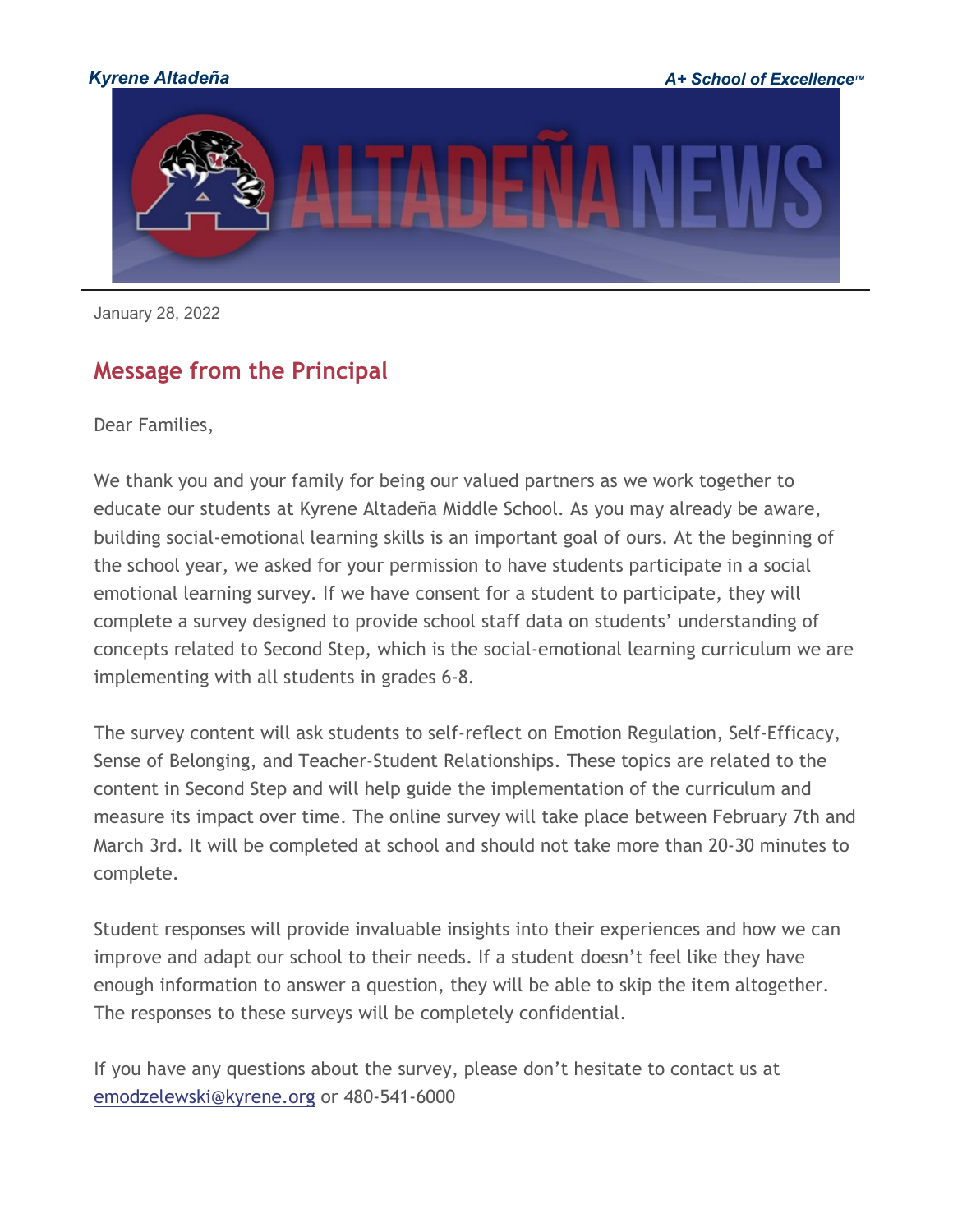*Kyrene Altadeña* *A+ School of Excellence™*

ALTADEÑA NEWS

January 28, 2022

## Message from the Principal

Dear Families,

We thank you and your family for being our valued partners as we work together to educate our students at Kyrene Altadeña Middle School. As you may already be aware, building social-emotional learning skills is an important goal of ours. At the beginning of the school year, we asked for your permission to have students participate in a social emotional learning survey. If we have consent for a student to participate, they will complete a survey designed to provide school staff data on students' understanding of concepts related to Second Step, which is the social-emotional learning curriculum we are implementing with all students in grades 6-8.

The survey content will ask students to self-reflect on Emotion Regulation, Self-Efficacy, Sense of Belonging, and Teacher-Student Relationships. These topics are related to the content in Second Step and will help guide the implementation of the curriculum and measure its impact over time. The online survey will take place between February 7th and March 3rd. It will be completed at school and should not take more than 20-30 minutes to complete.

Student responses will provide invaluable insights into their experiences and how we can improve and adapt our school to their needs. If a student doesn't feel like they have enough information to answer a question, they will be able to skip the item altogether. The responses to these surveys will be completely confidential.

If you have any questions about the survey, please don't hesitate to contact us at emodzelewski@kyrene.org or 480-541-6000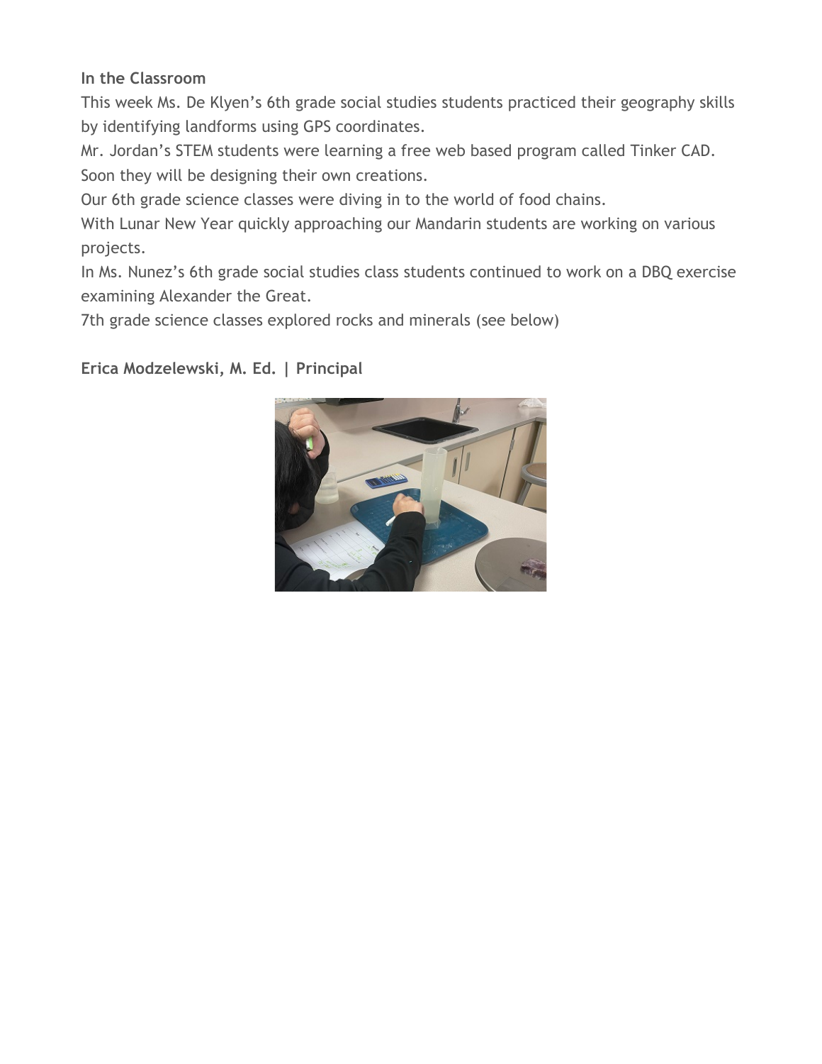**In the Classroom**

This week Ms. De Klyen's 6th grade social studies students practiced their geography skills by identifying landforms using GPS coordinates.

Mr. Jordan's STEM students were learning a free web based program called Tinker CAD. Soon they will be designing their own creations.

Our 6th grade science classes were diving in to the world of food chains.

With Lunar New Year quickly approaching our Mandarin students are working on various projects.

In Ms. Nunez's 6th grade social studies class students continued to work on a DBQ exercise examining Alexander the Great.

7th grade science classes explored rocks and minerals (see below)

**Erica Modzelewski, M. Ed. | Principal**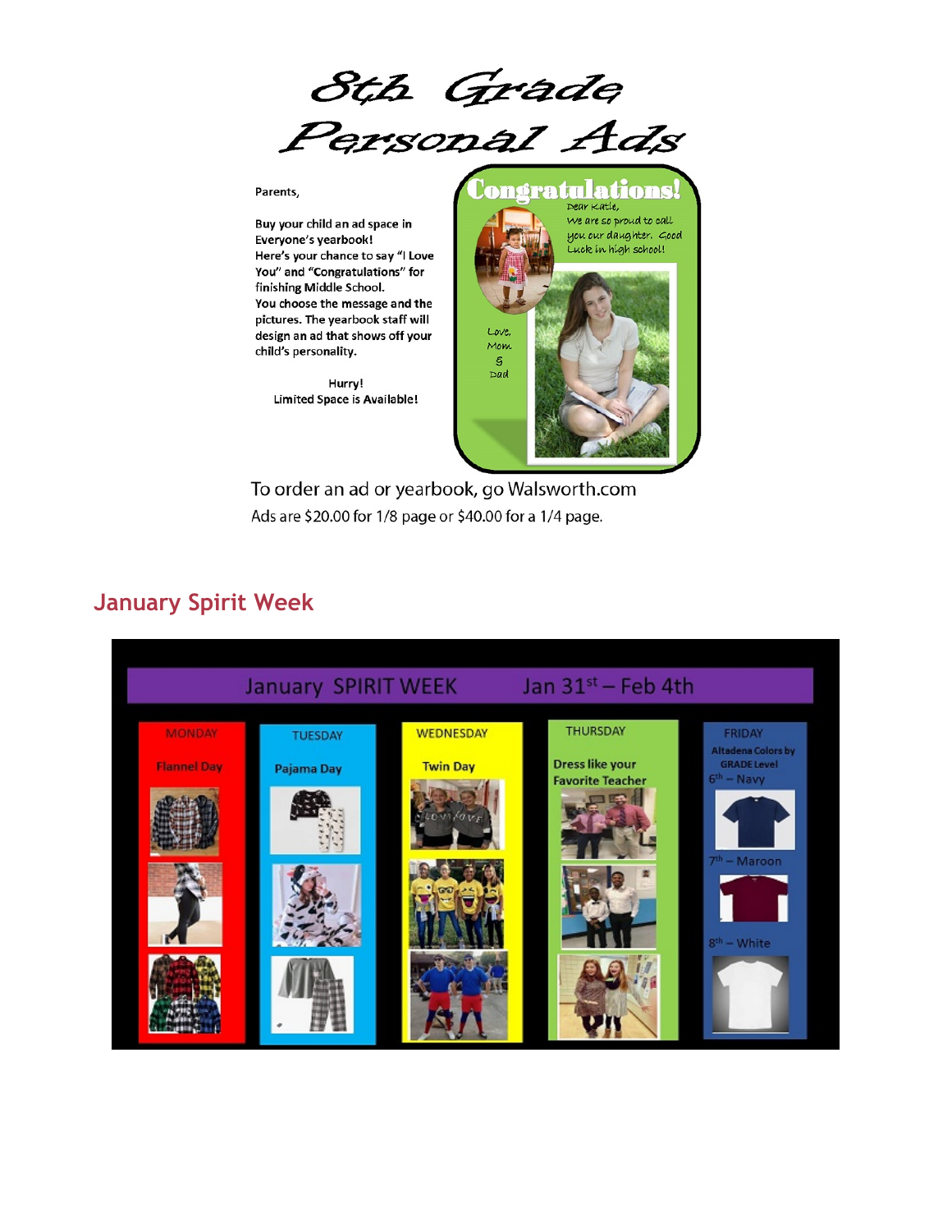# 8th Grade Personal Ads

Parents,

**Buy your child an ad space in Everyone's yearbook!**
**Here's your chance to say "I Love You" and "Congratulations" for finishing Middle School.**
**You choose the message and the pictures. The yearbook staff will design an ad that shows off your child's personality.**

**Hurry!**
**Limited Space is Available!**

**Congratulations!**

Dear Katie,
We are so proud to call you our daughter. Good Luck in high school!

Love,
Mom
&
Dad

To order an ad or yearbook, go Walsworth.com

Ads are $20.00 for 1/8 page or $40.00 for a 1/4 page.

## January Spirit Week

January SPIRIT WEEK Jan 31st – Feb 4th

| MONDAY | TUESDAY | WEDNESDAY | THURSDAY | FRIDAY |
|---|---|---|---|---|
| Flannel Day | Pajama Day | Twin Day | Dress like your Favorite Teacher | Altadena Colors by GRADE Level<br>6th – Navy<br>7th – Maroon<br>8th – White |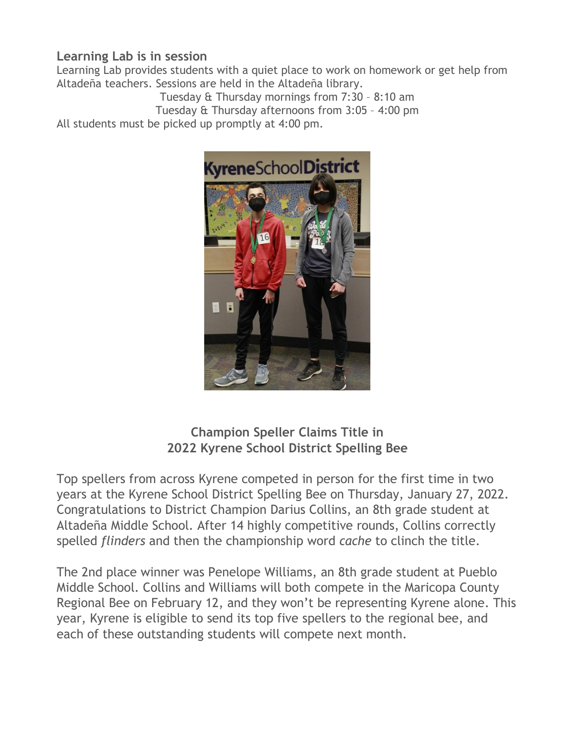**Learning Lab is in session**

Learning Lab provides students with a quiet place to work on homework or get help from Altadeña teachers. Sessions are held in the Altadeña library.

Tuesday & Thursday mornings from 7:30 – 8:10 am

Tuesday & Thursday afternoons from 3:05 – 4:00 pm

All students must be picked up promptly at 4:00 pm.

## Champion Speller Claims Title in 2022 Kyrene School District Spelling Bee

Top spellers from across Kyrene competed in person for the first time in two years at the Kyrene School District Spelling Bee on Thursday, January 27, 2022. Congratulations to District Champion Darius Collins, an 8th grade student at Altadeña Middle School. After 14 highly competitive rounds, Collins correctly spelled *flinders* and then the championship word *cache* to clinch the title.

The 2nd place winner was Penelope Williams, an 8th grade student at Pueblo Middle School. Collins and Williams will both compete in the Maricopa County Regional Bee on February 12, and they won't be representing Kyrene alone. This year, Kyrene is eligible to send its top five spellers to the regional bee, and each of these outstanding students will compete next month.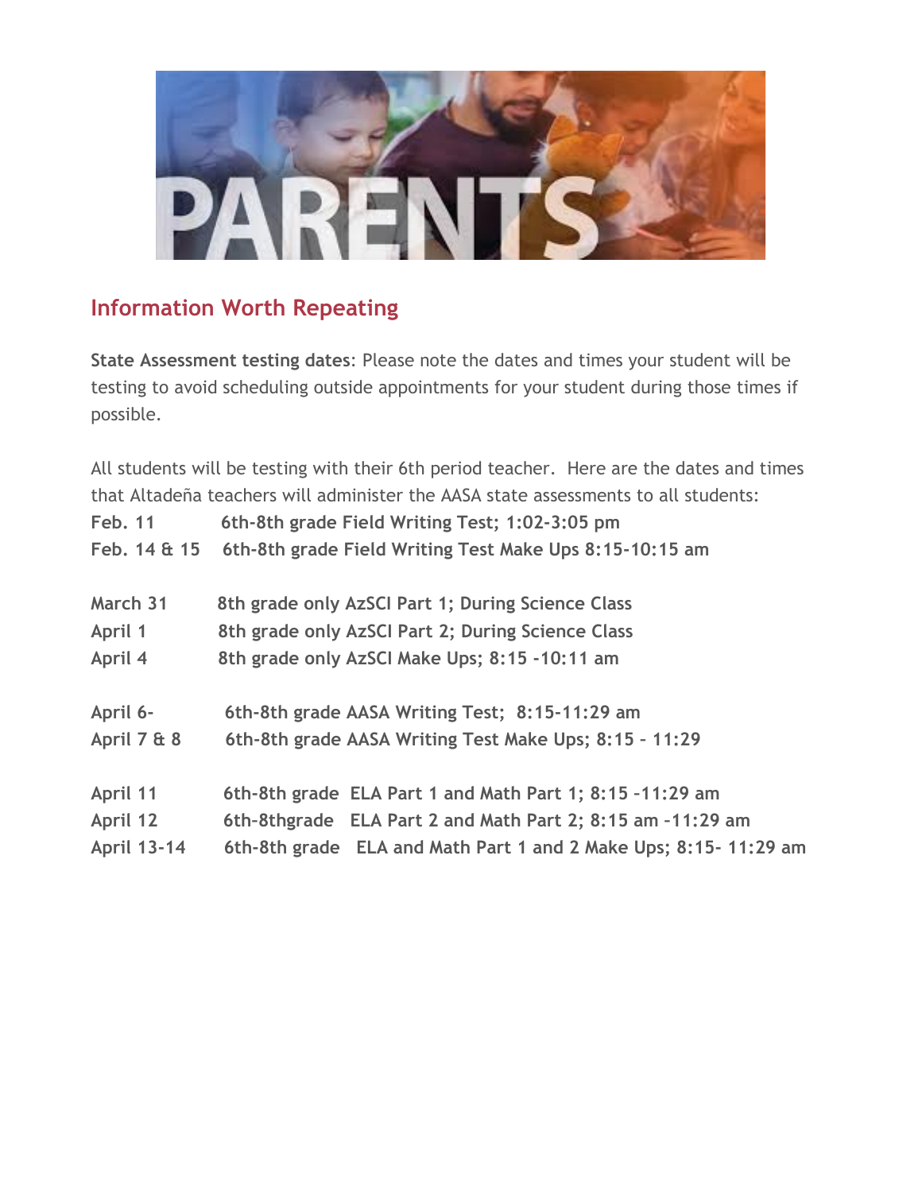## Information Worth Repeating

**State Assessment testing dates**: Please note the dates and times your student will be testing to avoid scheduling outside appointments for your student during those times if possible.

All students will be testing with their 6th period teacher. Here are the dates and times that Altadeña teachers will administer the AASA state assessments to all students:

**Feb. 11** **6th-8th grade Field Writing Test; 1:02-3:05 pm**
**Feb. 14 & 15** **6th-8th grade Field Writing Test Make Ups 8:15-10:15 am**

**March 31** **8th grade only AzSCI Part 1; During Science Class**
**April 1** **8th grade only AzSCI Part 2; During Science Class**
**April 4** **8th grade only AzSCI Make Ups; 8:15 -10:11 am**

**April 6-** **6th-8th grade AASA Writing Test; 8:15-11:29 am**
**April 7 & 8** **6th-8th grade AASA Writing Test Make Ups; 8:15 - 11:29**

**April 11** **6th-8th grade ELA Part 1 and Math Part 1; 8:15 -11:29 am**
**April 12** **6th-8thgrade ELA Part 2 and Math Part 2; 8:15 am -11:29 am**
**April 13-14** **6th-8th grade ELA and Math Part 1 and 2 Make Ups; 8:15- 11:29 am**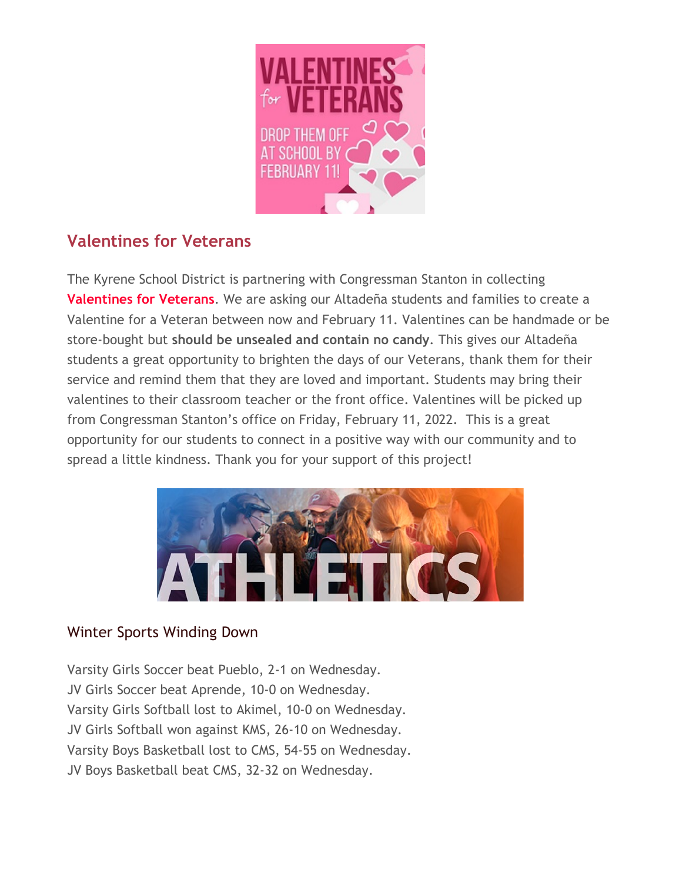## Valentines for Veterans

The Kyrene School District is partnering with Congressman Stanton in collecting **Valentines for Veterans**. We are asking our Altadeña students and families to create a Valentine for a Veteran between now and February 11. Valentines can be handmade or be store-bought but **should be unsealed and contain no candy**. This gives our Altadeña students a great opportunity to brighten the days of our Veterans, thank them for their service and remind them that they are loved and important. Students may bring their valentines to their classroom teacher or the front office. Valentines will be picked up from Congressman Stanton's office on Friday, February 11, 2022. This is a great opportunity for our students to connect in a positive way with our community and to spread a little kindness. Thank you for your support of this project!

### Winter Sports Winding Down

Varsity Girls Soccer beat Pueblo, 2-1 on Wednesday.
JV Girls Soccer beat Aprende, 10-0 on Wednesday.
Varsity Girls Softball lost to Akimel, 10-0 on Wednesday.
JV Girls Softball won against KMS, 26-10 on Wednesday.
Varsity Boys Basketball lost to CMS, 54-55 on Wednesday.
JV Boys Basketball beat CMS, 32-32 on Wednesday.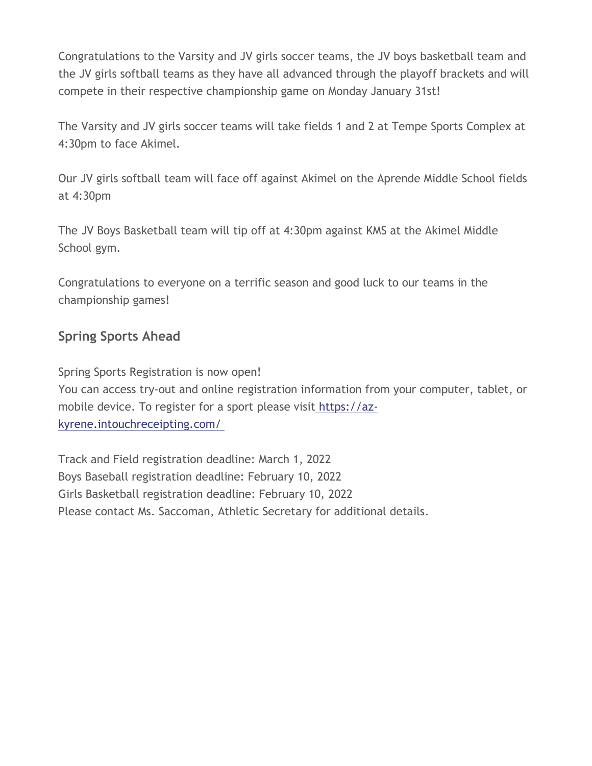Congratulations to the Varsity and JV girls soccer teams, the JV boys basketball team and the JV girls softball teams as they have all advanced through the playoff brackets and will compete in their respective championship game on Monday January 31st!

The Varsity and JV girls soccer teams will take fields 1 and 2 at Tempe Sports Complex at 4:30pm to face Akimel.

Our JV girls softball team will face off against Akimel on the Aprende Middle School fields at 4:30pm

The JV Boys Basketball team will tip off at 4:30pm against KMS at the Akimel Middle School gym.

Congratulations to everyone on a terrific season and good luck to our teams in the championship games!

## Spring Sports Ahead

Spring Sports Registration is now open!
You can access try-out and online registration information from your computer, tablet, or mobile device. To register for a sport please visit [https://az-kyrene.intouchreceipting.com/](https://az-kyrene.intouchreceipting.com/)

Track and Field registration deadline: March 1, 2022
Boys Baseball registration deadline: February 10, 2022
Girls Basketball registration deadline: February 10, 2022
Please contact Ms. Saccoman, Athletic Secretary for additional details.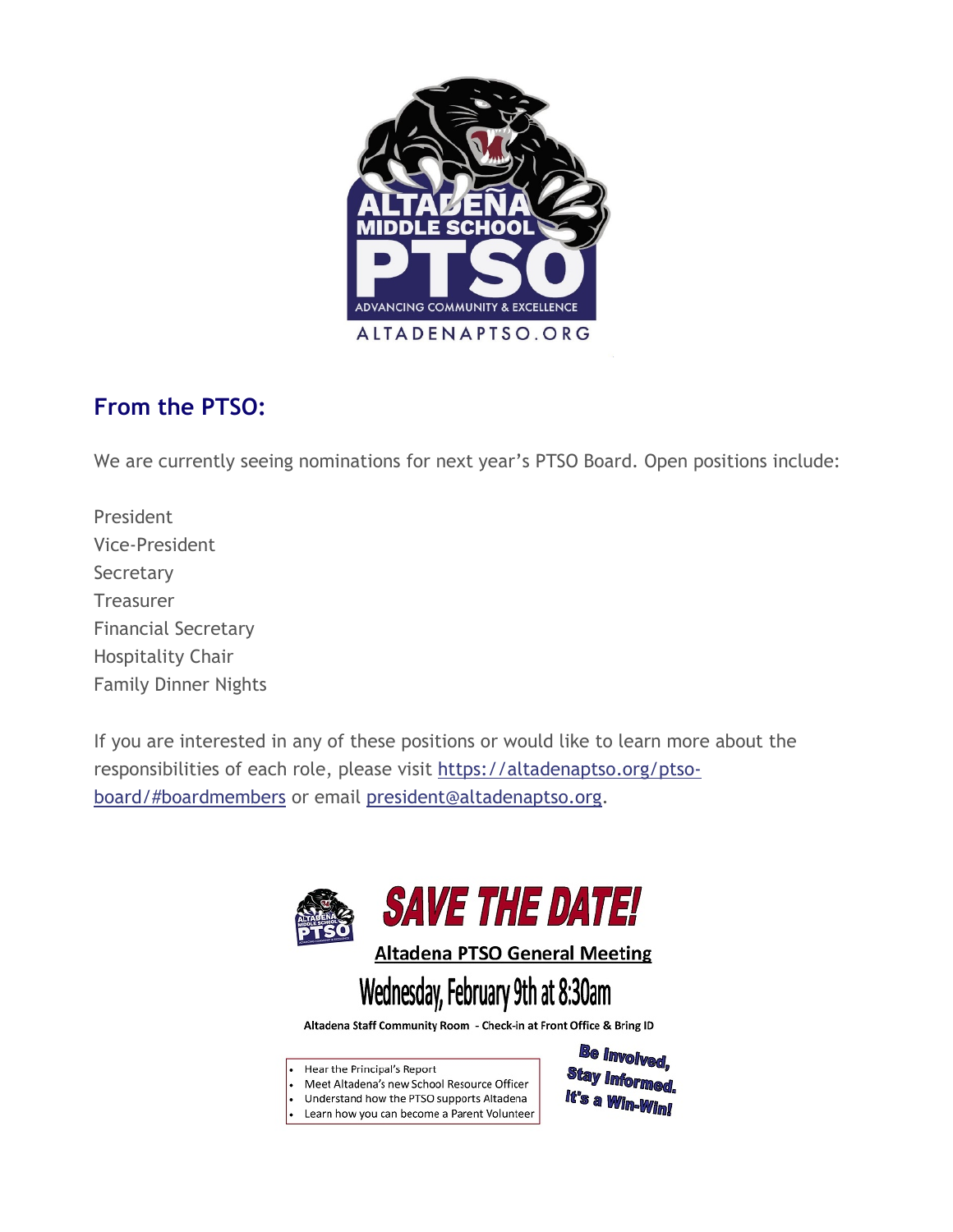ALTADEÑA MIDDLE SCHOOL PTSO

ADVANCING COMMUNITY & EXCELLENCE

ALTADENAPTSO.ORG

## From the PTSO:

We are currently seeing nominations for next year's PTSO Board. Open positions include:

President
Vice-President
Secretary
Treasurer
Financial Secretary
Hospitality Chair
Family Dinner Nights

If you are interested in any of these positions or would like to learn more about the responsibilities of each role, please visit [https://altadenaptso.org/ptso-board/#boardmembers](https://altadenaptso.org/ptso-board/#boardmembers) or email [president@altadenaptso.org](mailto:president@altadenaptso.org).

## SAVE THE DATE!

**Altadena PTSO General Meeting**

**Wednesday, February 9th at 8:30am**

**Altadena Staff Community Room - Check-in at Front Office & Bring ID**

- Hear the Principal's Report
- Meet Altadena's new School Resource Officer
- Understand how the PTSO supports Altadena
- Learn how you can become a Parent Volunteer

**Be Involved, Stay Informed. It's a Win-Win!**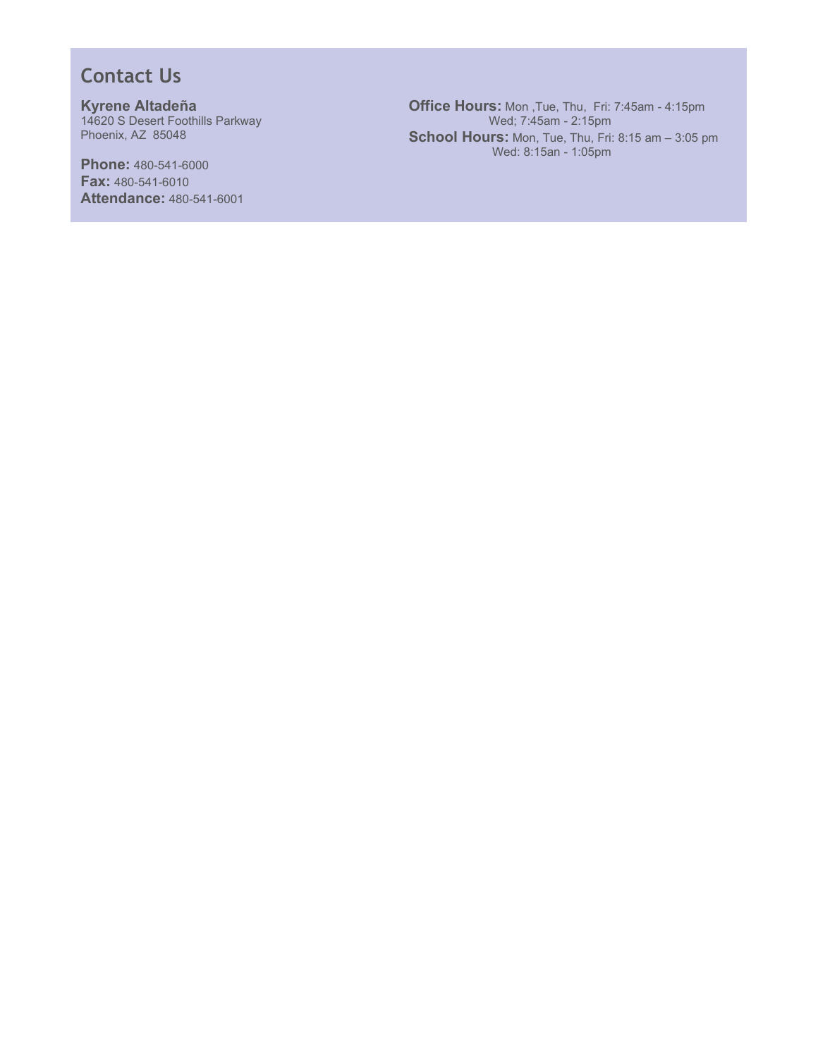## Contact Us

**Kyrene Altadeña**
14620 S Desert Foothills Parkway
Phoenix, AZ 85048

**Phone:** 480-541-6000
**Fax:** 480-541-6010
**Attendance:** 480-541-6001

**Office Hours:** Mon ,Tue, Thu, Fri: 7:45am - 4:15pm
Wed; 7:45am - 2:15pm

**School Hours:** Mon, Tue, Thu, Fri: 8:15 am – 3:05 pm
Wed: 8:15an - 1:05pm